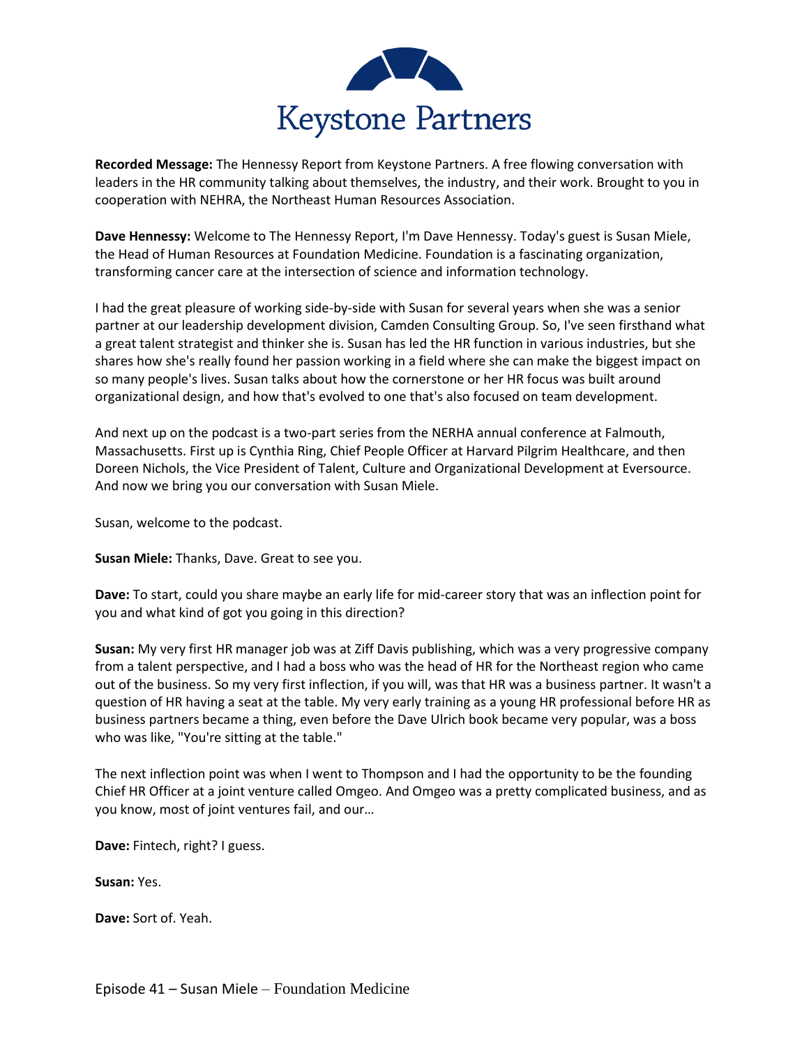# Keystone Partners

**Recorded Message:** The Hennessy Report from Keystone Partners. A free flowing conversation with leaders in the HR community talking about themselves, the industry, and their work. Brought to you in cooperation with NEHRA, the Northeast Human Resources Association.

**Dave Hennessy:** Welcome to The Hennessy Report, I'm Dave Hennessy. Today's guest is Susan Miele, the Head of Human Resources at Foundation Medicine. Foundation is a fascinating organization, transforming cancer care at the intersection of science and information technology.

I had the great pleasure of working side-by-side with Susan for several years when she was a senior partner at our leadership development division, Camden Consulting Group. So, I've seen firsthand what a great talent strategist and thinker she is. Susan has led the HR function in various industries, but she shares how she's really found her passion working in a field where she can make the biggest impact on so many people's lives. Susan talks about how the cornerstone or her HR focus was built around organizational design, and how that's evolved to one that's also focused on team development.

And next up on the podcast is a two-part series from the NERHA annual conference at Falmouth, Massachusetts. First up is Cynthia Ring, Chief People Officer at Harvard Pilgrim Healthcare, and then Doreen Nichols, the Vice President of Talent, Culture and Organizational Development at Eversource. And now we bring you our conversation with Susan Miele.

Susan, welcome to the podcast.

**Susan Miele:** Thanks, Dave. Great to see you.

**Dave:** To start, could you share maybe an early life for mid-career story that was an inflection point for you and what kind of got you going in this direction?

**Susan:** My very first HR manager job was at Ziff Davis publishing, which was a very progressive company from a talent perspective, and I had a boss who was the head of HR for the Northeast region who came out of the business. So my very first inflection, if you will, was that HR was a business partner. It wasn't a question of HR having a seat at the table. My very early training as a young HR professional before HR as business partners became a thing, even before the Dave Ulrich book became very popular, was a boss who was like, "You're sitting at the table."

The next inflection point was when I went to Thompson and I had the opportunity to be the founding Chief HR Officer at a joint venture called Omgeo. And Omgeo was a pretty complicated business, and as you know, most of joint ventures fail, and our…

**Dave:** Fintech, right? I guess.

**Susan:** Yes.

**Dave:** Sort of. Yeah.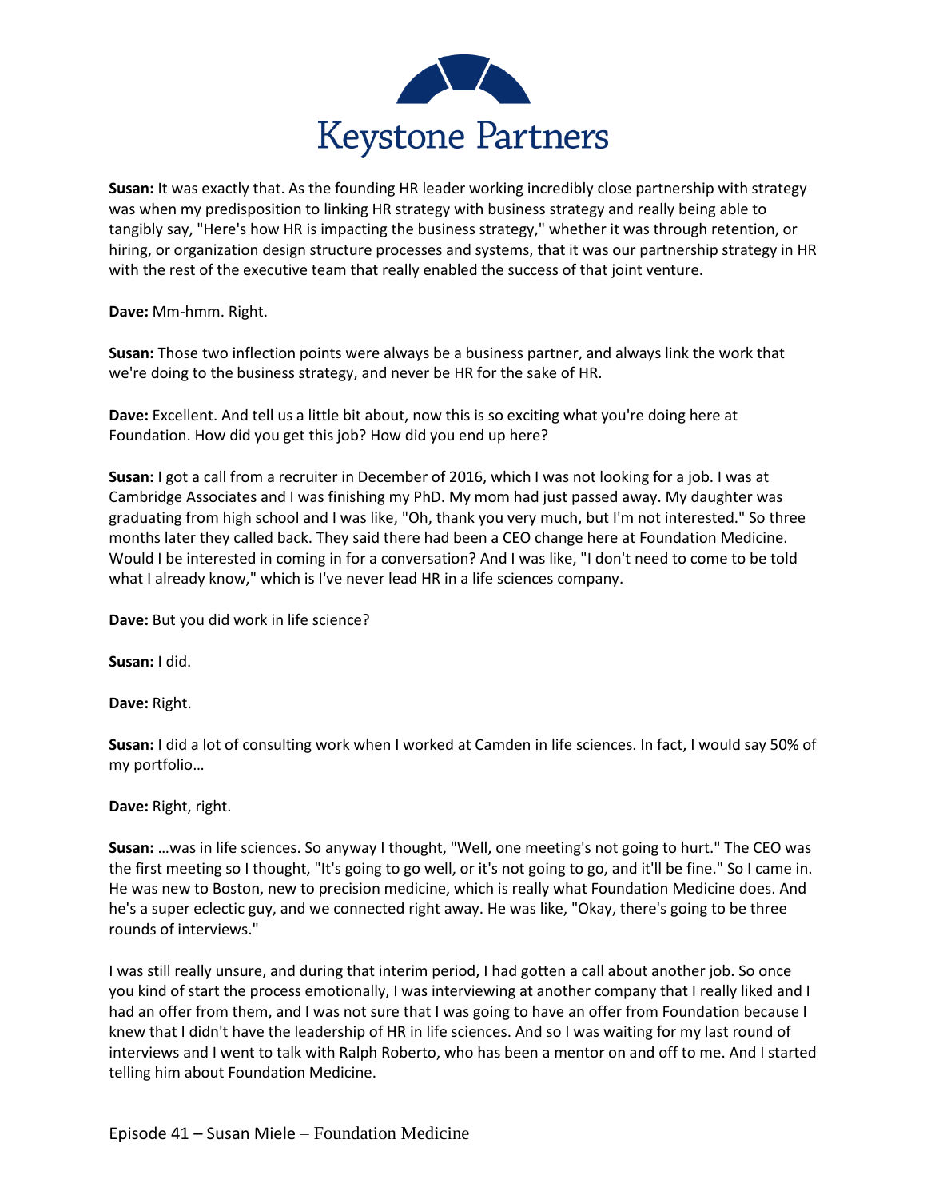**Susan:** It was exactly that. As the founding HR leader working incredibly close partnership with strategy was when my predisposition to linking HR strategy with business strategy and really being able to tangibly say, "Here's how HR is impacting the business strategy," whether it was through retention, or hiring, or organization design structure processes and systems, that it was our partnership strategy in HR with the rest of the executive team that really enabled the success of that joint venture.

**Dave:** Mm-hmm. Right.

**Susan:** Those two inflection points were always be a business partner, and always link the work that we're doing to the business strategy, and never be HR for the sake of HR.

**Dave:** Excellent. And tell us a little bit about, now this is so exciting what you're doing here at Foundation. How did you get this job? How did you end up here?

**Susan:** I got a call from a recruiter in December of 2016, which I was not looking for a job. I was at Cambridge Associates and I was finishing my PhD. My mom had just passed away. My daughter was graduating from high school and I was like, "Oh, thank you very much, but I'm not interested." So three months later they called back. They said there had been a CEO change here at Foundation Medicine. Would I be interested in coming in for a conversation? And I was like, "I don't need to come to be told what I already know," which is I've never lead HR in a life sciences company.

**Dave:** But you did work in life science?

**Susan:** I did.

**Dave:** Right.

**Susan:** I did a lot of consulting work when I worked at Camden in life sciences. In fact, I would say 50% of my portfolio…

**Dave:** Right, right.

**Susan:** …was in life sciences. So anyway I thought, "Well, one meeting's not going to hurt." The CEO was the first meeting so I thought, "It's going to go well, or it's not going to go, and it'll be fine." So I came in. He was new to Boston, new to precision medicine, which is really what Foundation Medicine does. And he's a super eclectic guy, and we connected right away. He was like, "Okay, there's going to be three rounds of interviews."

I was still really unsure, and during that interim period, I had gotten a call about another job. So once you kind of start the process emotionally, I was interviewing at another company that I really liked and I had an offer from them, and I was not sure that I was going to have an offer from Foundation because I knew that I didn't have the leadership of HR in life sciences. And so I was waiting for my last round of interviews and I went to talk with Ralph Roberto, who has been a mentor on and off to me. And I started telling him about Foundation Medicine.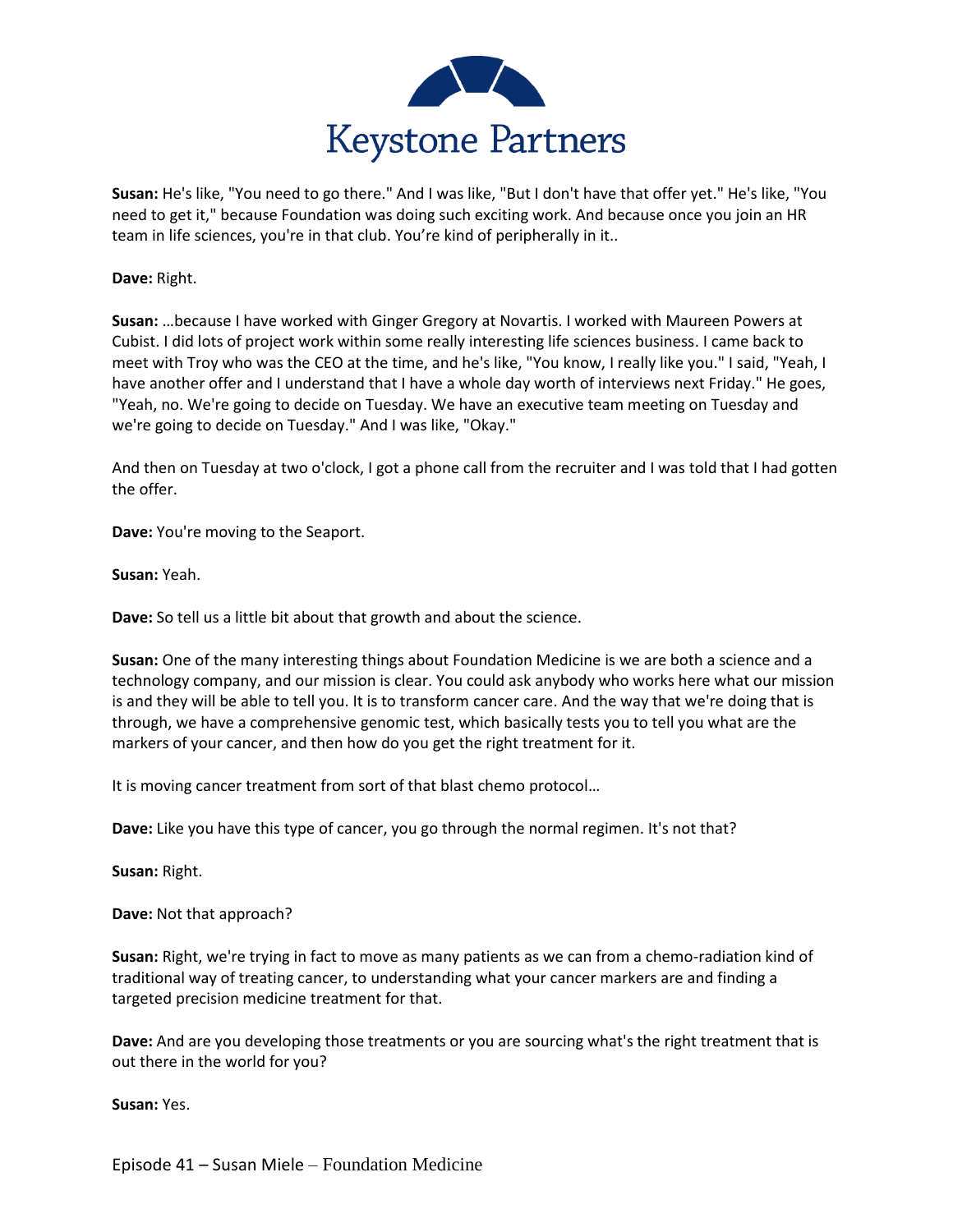**Susan:** He's like, "You need to go there." And I was like, "But I don't have that offer yet." He's like, "You need to get it," because Foundation was doing such exciting work. And because once you join an HR team in life sciences, you're in that club. You're kind of peripherally in it..

**Dave:** Right.

**Susan:** …because I have worked with Ginger Gregory at Novartis. I worked with Maureen Powers at Cubist. I did lots of project work within some really interesting life sciences business. I came back to meet with Troy who was the CEO at the time, and he's like, "You know, I really like you." I said, "Yeah, I have another offer and I understand that I have a whole day worth of interviews next Friday." He goes, "Yeah, no. We're going to decide on Tuesday. We have an executive team meeting on Tuesday and we're going to decide on Tuesday." And I was like, "Okay."

And then on Tuesday at two o'clock, I got a phone call from the recruiter and I was told that I had gotten the offer.

**Dave:** You're moving to the Seaport.

**Susan:** Yeah.

**Dave:** So tell us a little bit about that growth and about the science.

**Susan:** One of the many interesting things about Foundation Medicine is we are both a science and a technology company, and our mission is clear. You could ask anybody who works here what our mission is and they will be able to tell you. It is to transform cancer care. And the way that we're doing that is through, we have a comprehensive genomic test, which basically tests you to tell you what are the markers of your cancer, and then how do you get the right treatment for it.

It is moving cancer treatment from sort of that blast chemo protocol…

**Dave:** Like you have this type of cancer, you go through the normal regimen. It's not that?

**Susan:** Right.

**Dave:** Not that approach?

**Susan:** Right, we're trying in fact to move as many patients as we can from a chemo-radiation kind of traditional way of treating cancer, to understanding what your cancer markers are and finding a targeted precision medicine treatment for that.

**Dave:** And are you developing those treatments or you are sourcing what's the right treatment that is out there in the world for you?

**Susan:** Yes.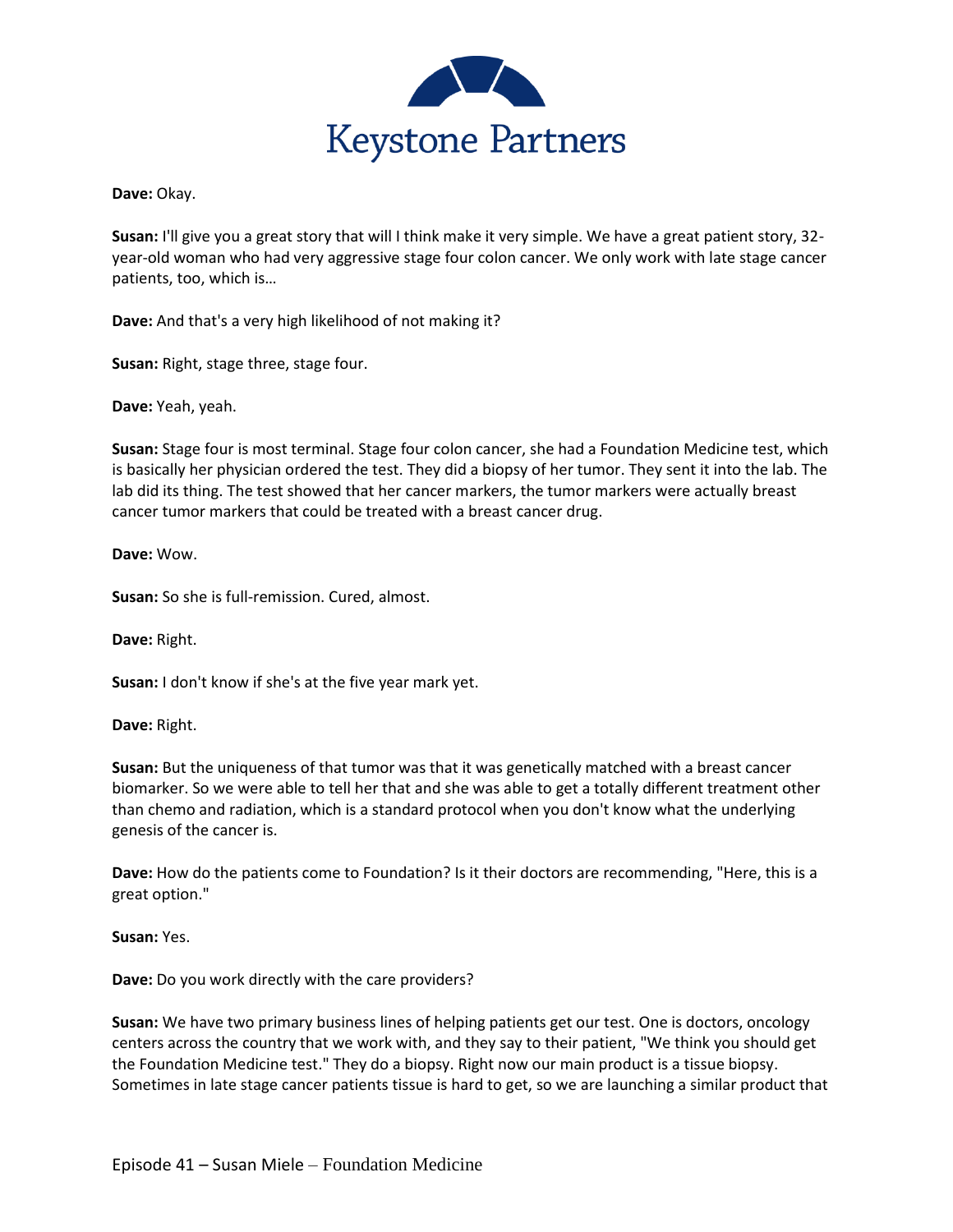**Dave:** Okay.

**Susan:** I'll give you a great story that will I think make it very simple. We have a great patient story, 32-year-old woman who had very aggressive stage four colon cancer. We only work with late stage cancer patients, too, which is…

**Dave:** And that's a very high likelihood of not making it?

**Susan:** Right, stage three, stage four.

**Dave:** Yeah, yeah.

**Susan:** Stage four is most terminal. Stage four colon cancer, she had a Foundation Medicine test, which is basically her physician ordered the test. They did a biopsy of her tumor. They sent it into the lab. The lab did its thing. The test showed that her cancer markers, the tumor markers were actually breast cancer tumor markers that could be treated with a breast cancer drug.

**Dave:** Wow.

**Susan:** So she is full-remission. Cured, almost.

**Dave:** Right.

**Susan:** I don't know if she's at the five year mark yet.

**Dave:** Right.

**Susan:** But the uniqueness of that tumor was that it was genetically matched with a breast cancer biomarker. So we were able to tell her that and she was able to get a totally different treatment other than chemo and radiation, which is a standard protocol when you don't know what the underlying genesis of the cancer is.

**Dave:** How do the patients come to Foundation? Is it their doctors are recommending, "Here, this is a great option."

**Susan:** Yes.

**Dave:** Do you work directly with the care providers?

**Susan:** We have two primary business lines of helping patients get our test. One is doctors, oncology centers across the country that we work with, and they say to their patient, "We think you should get the Foundation Medicine test." They do a biopsy. Right now our main product is a tissue biopsy. Sometimes in late stage cancer patients tissue is hard to get, so we are launching a similar product that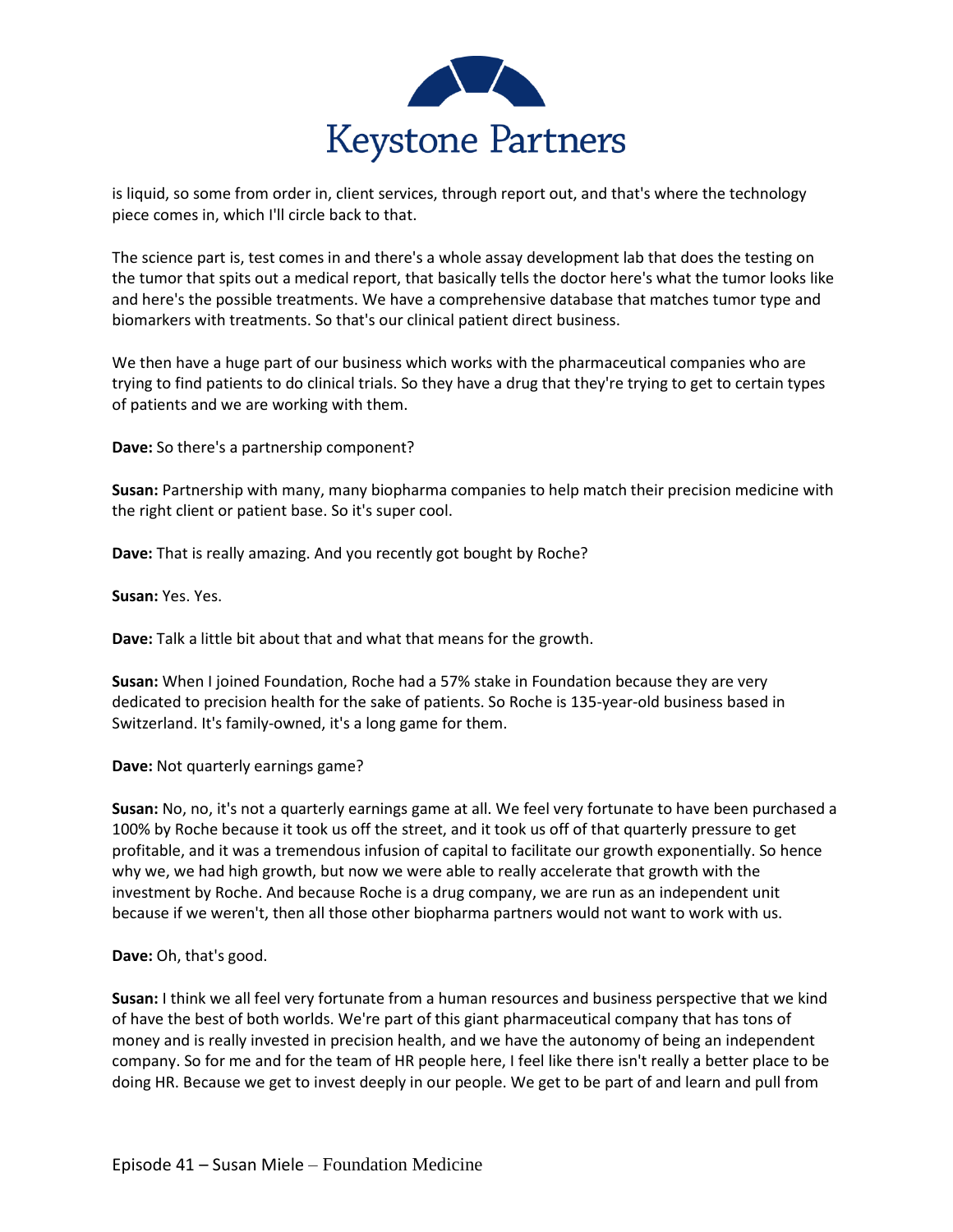is liquid, so some from order in, client services, through report out, and that's where the technology piece comes in, which I'll circle back to that.

The science part is, test comes in and there's a whole assay development lab that does the testing on the tumor that spits out a medical report, that basically tells the doctor here's what the tumor looks like and here's the possible treatments. We have a comprehensive database that matches tumor type and biomarkers with treatments. So that's our clinical patient direct business.

We then have a huge part of our business which works with the pharmaceutical companies who are trying to find patients to do clinical trials. So they have a drug that they're trying to get to certain types of patients and we are working with them.

**Dave:** So there's a partnership component?

**Susan:** Partnership with many, many biopharma companies to help match their precision medicine with the right client or patient base. So it's super cool.

**Dave:** That is really amazing. And you recently got bought by Roche?

**Susan:** Yes. Yes.

**Dave:** Talk a little bit about that and what that means for the growth.

**Susan:** When I joined Foundation, Roche had a 57% stake in Foundation because they are very dedicated to precision health for the sake of patients. So Roche is 135-year-old business based in Switzerland. It's family-owned, it's a long game for them.

**Dave:** Not quarterly earnings game?

**Susan:** No, no, it's not a quarterly earnings game at all. We feel very fortunate to have been purchased a 100% by Roche because it took us off the street, and it took us off of that quarterly pressure to get profitable, and it was a tremendous infusion of capital to facilitate our growth exponentially. So hence why we, we had high growth, but now we were able to really accelerate that growth with the investment by Roche. And because Roche is a drug company, we are run as an independent unit because if we weren't, then all those other biopharma partners would not want to work with us.

**Dave:** Oh, that's good.

**Susan:** I think we all feel very fortunate from a human resources and business perspective that we kind of have the best of both worlds. We're part of this giant pharmaceutical company that has tons of money and is really invested in precision health, and we have the autonomy of being an independent company. So for me and for the team of HR people here, I feel like there isn't really a better place to be doing HR. Because we get to invest deeply in our people. We get to be part of and learn and pull from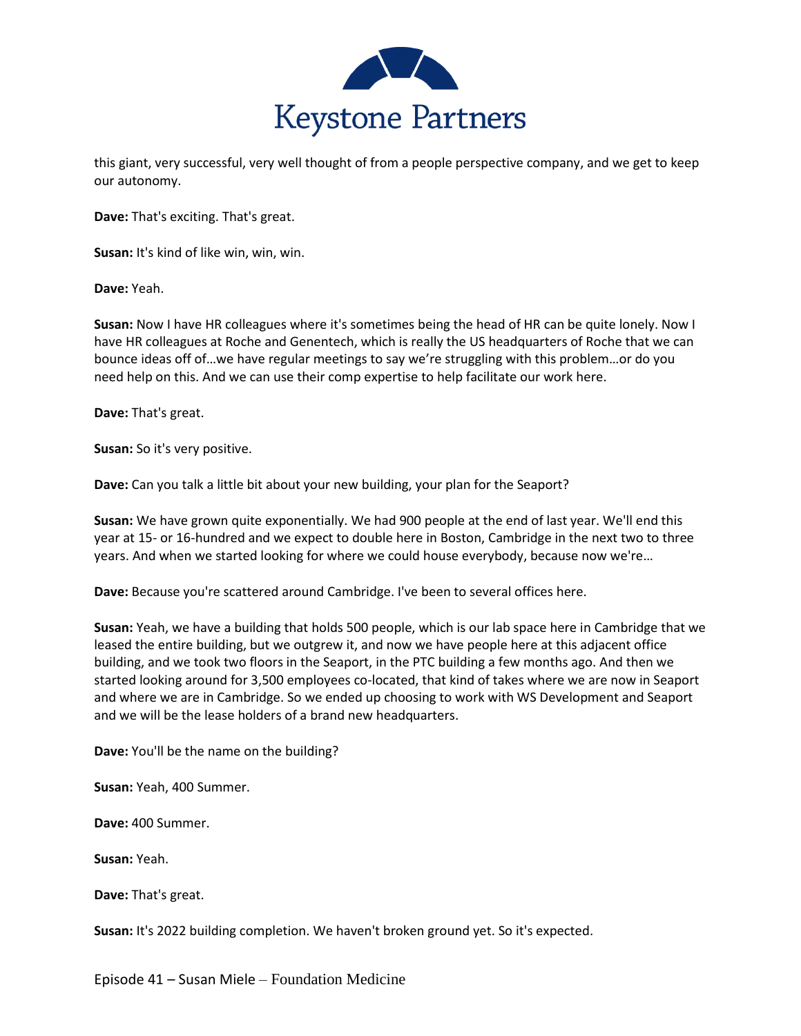this giant, very successful, very well thought of from a people perspective company, and we get to keep our autonomy.

**Dave:** That's exciting. That's great.

**Susan:** It's kind of like win, win, win.

**Dave:** Yeah.

**Susan:** Now I have HR colleagues where it's sometimes being the head of HR can be quite lonely. Now I have HR colleagues at Roche and Genentech, which is really the US headquarters of Roche that we can bounce ideas off of…we have regular meetings to say we're struggling with this problem…or do you need help on this. And we can use their comp expertise to help facilitate our work here.

**Dave:** That's great.

**Susan:** So it's very positive.

**Dave:** Can you talk a little bit about your new building, your plan for the Seaport?

**Susan:** We have grown quite exponentially. We had 900 people at the end of last year. We'll end this year at 15- or 16-hundred and we expect to double here in Boston, Cambridge in the next two to three years. And when we started looking for where we could house everybody, because now we're…

**Dave:** Because you're scattered around Cambridge. I've been to several offices here.

**Susan:** Yeah, we have a building that holds 500 people, which is our lab space here in Cambridge that we leased the entire building, but we outgrew it, and now we have people here at this adjacent office building, and we took two floors in the Seaport, in the PTC building a few months ago. And then we started looking around for 3,500 employees co-located, that kind of takes where we are now in Seaport and where we are in Cambridge. So we ended up choosing to work with WS Development and Seaport and we will be the lease holders of a brand new headquarters.

**Dave:** You'll be the name on the building?

**Susan:** Yeah, 400 Summer.

**Dave:** 400 Summer.

**Susan:** Yeah.

**Dave:** That's great.

**Susan:** It's 2022 building completion. We haven't broken ground yet. So it's expected.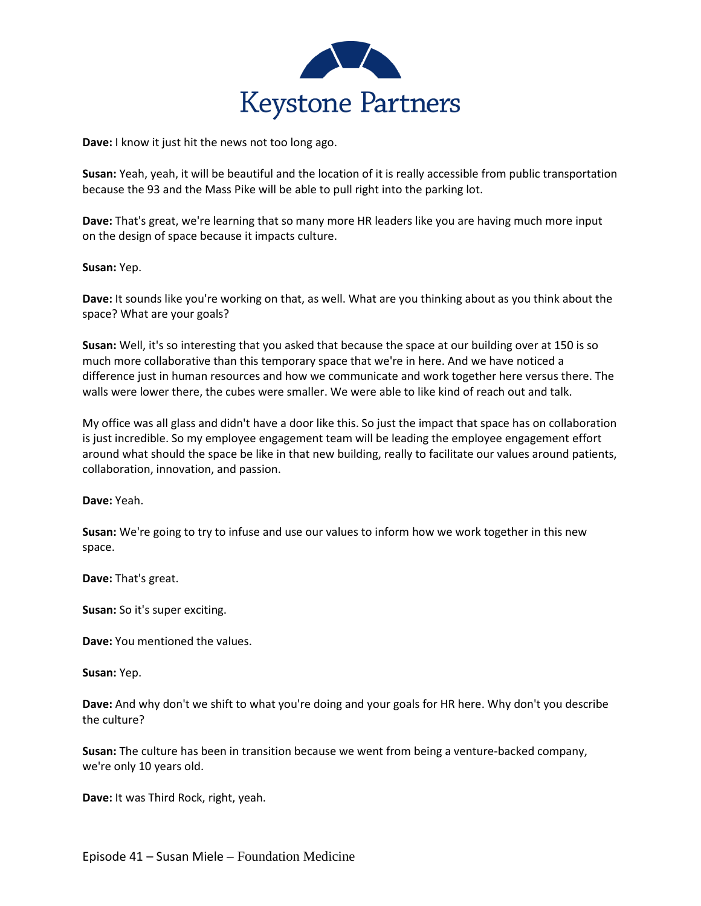**Dave:** I know it just hit the news not too long ago.

**Susan:** Yeah, yeah, it will be beautiful and the location of it is really accessible from public transportation because the 93 and the Mass Pike will be able to pull right into the parking lot.

**Dave:** That's great, we're learning that so many more HR leaders like you are having much more input on the design of space because it impacts culture.

**Susan:** Yep.

**Dave:** It sounds like you're working on that, as well. What are you thinking about as you think about the space? What are your goals?

**Susan:** Well, it's so interesting that you asked that because the space at our building over at 150 is so much more collaborative than this temporary space that we're in here. And we have noticed a difference just in human resources and how we communicate and work together here versus there. The walls were lower there, the cubes were smaller. We were able to like kind of reach out and talk.

My office was all glass and didn't have a door like this. So just the impact that space has on collaboration is just incredible. So my employee engagement team will be leading the employee engagement effort around what should the space be like in that new building, really to facilitate our values around patients, collaboration, innovation, and passion.

**Dave:** Yeah.

**Susan:** We're going to try to infuse and use our values to inform how we work together in this new space.

**Dave:** That's great.

**Susan:** So it's super exciting.

**Dave:** You mentioned the values.

**Susan:** Yep.

**Dave:** And why don't we shift to what you're doing and your goals for HR here. Why don't you describe the culture?

**Susan:** The culture has been in transition because we went from being a venture-backed company, we're only 10 years old.

**Dave:** It was Third Rock, right, yeah.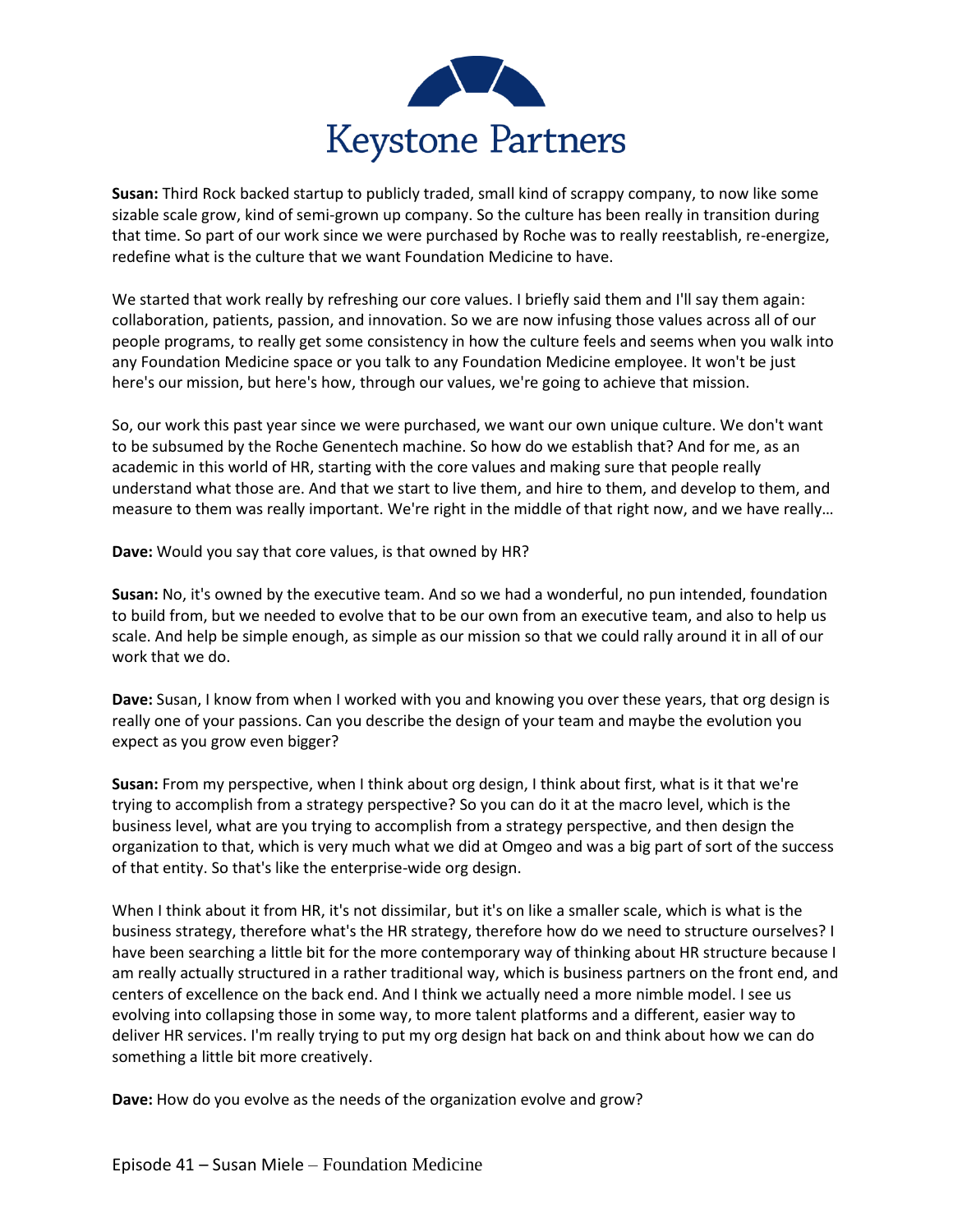**Susan:** Third Rock backed startup to publicly traded, small kind of scrappy company, to now like some sizable scale grow, kind of semi-grown up company. So the culture has been really in transition during that time. So part of our work since we were purchased by Roche was to really reestablish, re-energize, redefine what is the culture that we want Foundation Medicine to have.

We started that work really by refreshing our core values. I briefly said them and I'll say them again: collaboration, patients, passion, and innovation. So we are now infusing those values across all of our people programs, to really get some consistency in how the culture feels and seems when you walk into any Foundation Medicine space or you talk to any Foundation Medicine employee. It won't be just here's our mission, but here's how, through our values, we're going to achieve that mission.

So, our work this past year since we were purchased, we want our own unique culture. We don't want to be subsumed by the Roche Genentech machine. So how do we establish that? And for me, as an academic in this world of HR, starting with the core values and making sure that people really understand what those are. And that we start to live them, and hire to them, and develop to them, and measure to them was really important. We're right in the middle of that right now, and we have really…

**Dave:** Would you say that core values, is that owned by HR?

**Susan:** No, it's owned by the executive team. And so we had a wonderful, no pun intended, foundation to build from, but we needed to evolve that to be our own from an executive team, and also to help us scale. And help be simple enough, as simple as our mission so that we could rally around it in all of our work that we do.

**Dave:** Susan, I know from when I worked with you and knowing you over these years, that org design is really one of your passions. Can you describe the design of your team and maybe the evolution you expect as you grow even bigger?

**Susan:** From my perspective, when I think about org design, I think about first, what is it that we're trying to accomplish from a strategy perspective? So you can do it at the macro level, which is the business level, what are you trying to accomplish from a strategy perspective, and then design the organization to that, which is very much what we did at Omgeo and was a big part of sort of the success of that entity. So that's like the enterprise-wide org design.

When I think about it from HR, it's not dissimilar, but it's on like a smaller scale, which is what is the business strategy, therefore what's the HR strategy, therefore how do we need to structure ourselves? I have been searching a little bit for the more contemporary way of thinking about HR structure because I am really actually structured in a rather traditional way, which is business partners on the front end, and centers of excellence on the back end. And I think we actually need a more nimble model. I see us evolving into collapsing those in some way, to more talent platforms and a different, easier way to deliver HR services. I'm really trying to put my org design hat back on and think about how we can do something a little bit more creatively.

**Dave:** How do you evolve as the needs of the organization evolve and grow?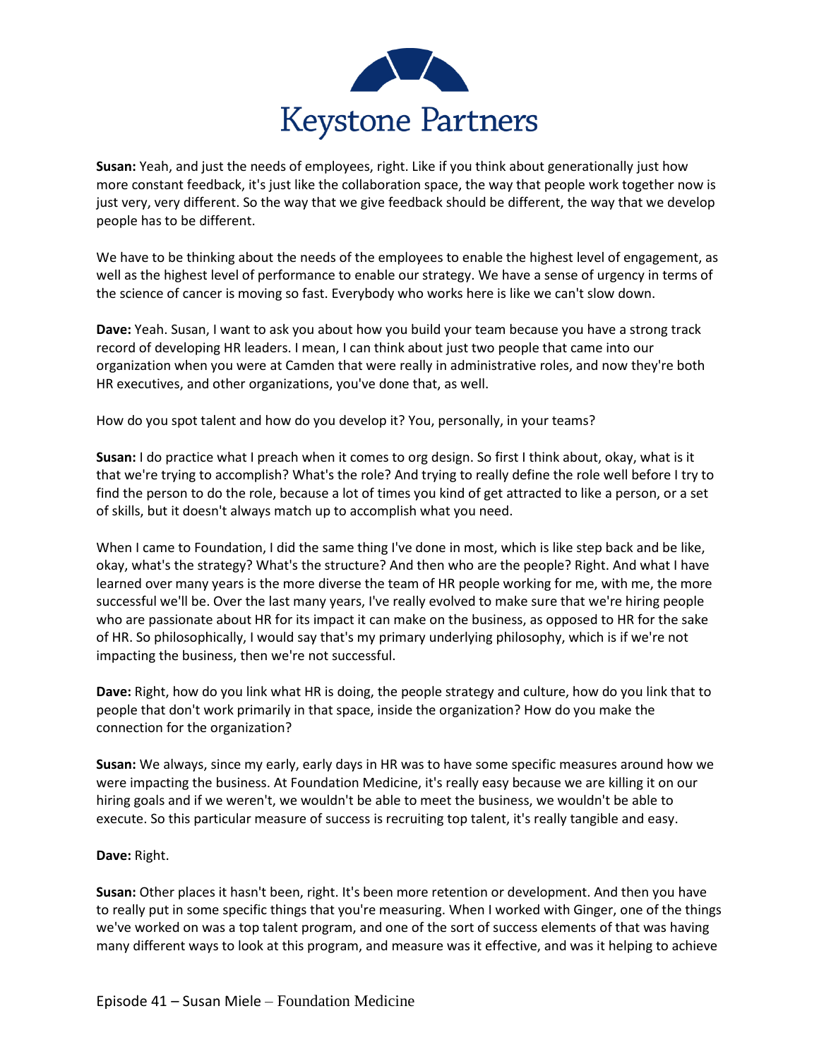**Susan:** Yeah, and just the needs of employees, right. Like if you think about generationally just how more constant feedback, it's just like the collaboration space, the way that people work together now is just very, very different. So the way that we give feedback should be different, the way that we develop people has to be different.

We have to be thinking about the needs of the employees to enable the highest level of engagement, as well as the highest level of performance to enable our strategy. We have a sense of urgency in terms of the science of cancer is moving so fast. Everybody who works here is like we can't slow down.

**Dave:** Yeah. Susan, I want to ask you about how you build your team because you have a strong track record of developing HR leaders. I mean, I can think about just two people that came into our organization when you were at Camden that were really in administrative roles, and now they're both HR executives, and other organizations, you've done that, as well.

How do you spot talent and how do you develop it? You, personally, in your teams?

**Susan:** I do practice what I preach when it comes to org design. So first I think about, okay, what is it that we're trying to accomplish? What's the role? And trying to really define the role well before I try to find the person to do the role, because a lot of times you kind of get attracted to like a person, or a set of skills, but it doesn't always match up to accomplish what you need.

When I came to Foundation, I did the same thing I've done in most, which is like step back and be like, okay, what's the strategy? What's the structure? And then who are the people? Right. And what I have learned over many years is the more diverse the team of HR people working for me, with me, the more successful we'll be. Over the last many years, I've really evolved to make sure that we're hiring people who are passionate about HR for its impact it can make on the business, as opposed to HR for the sake of HR. So philosophically, I would say that's my primary underlying philosophy, which is if we're not impacting the business, then we're not successful.

**Dave:** Right, how do you link what HR is doing, the people strategy and culture, how do you link that to people that don't work primarily in that space, inside the organization? How do you make the connection for the organization?

**Susan:** We always, since my early, early days in HR was to have some specific measures around how we were impacting the business. At Foundation Medicine, it's really easy because we are killing it on our hiring goals and if we weren't, we wouldn't be able to meet the business, we wouldn't be able to execute. So this particular measure of success is recruiting top talent, it's really tangible and easy.

**Dave:** Right.

**Susan:** Other places it hasn't been, right. It's been more retention or development. And then you have to really put in some specific things that you're measuring. When I worked with Ginger, one of the things we've worked on was a top talent program, and one of the sort of success elements of that was having many different ways to look at this program, and measure was it effective, and was it helping to achieve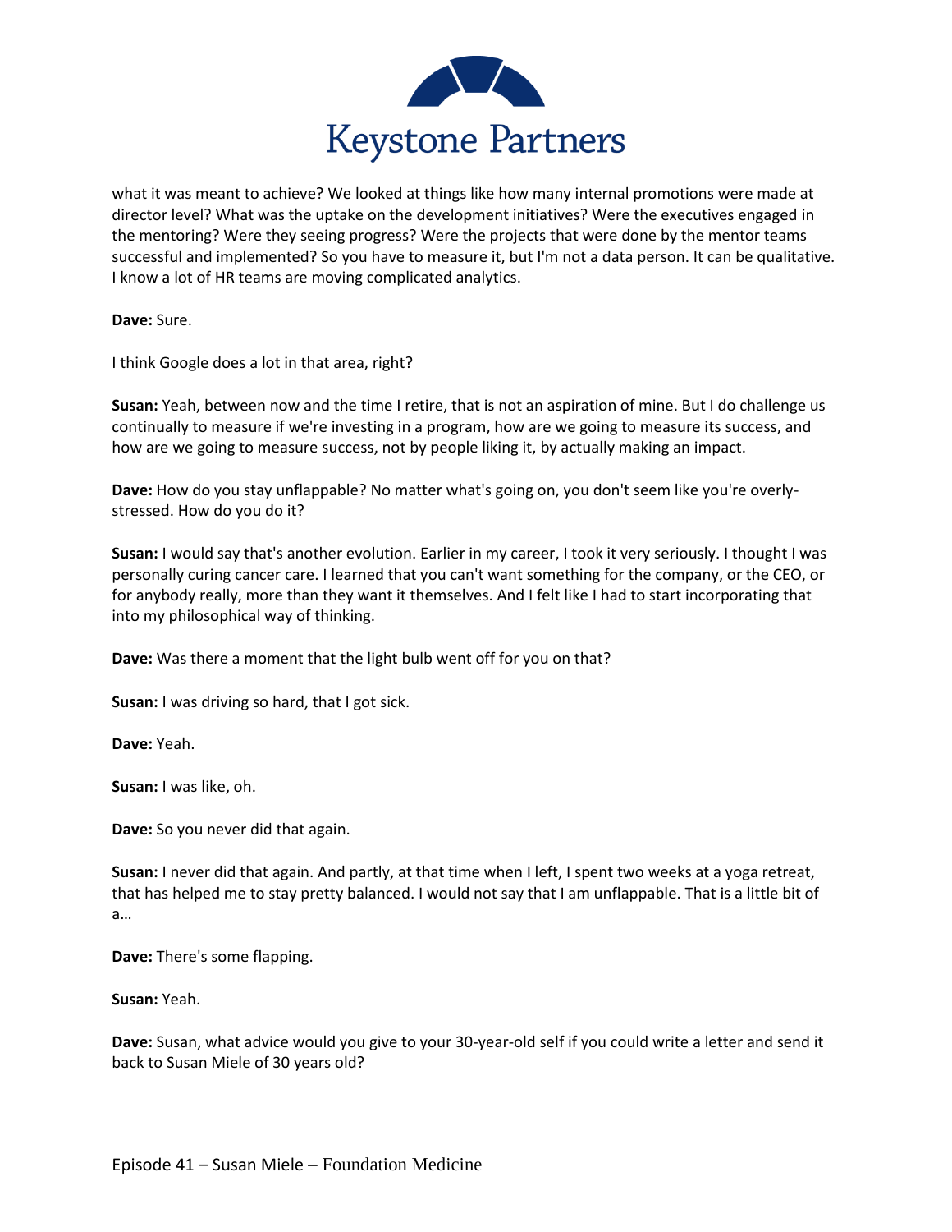what it was meant to achieve? We looked at things like how many internal promotions were made at director level? What was the uptake on the development initiatives? Were the executives engaged in the mentoring? Were they seeing progress? Were the projects that were done by the mentor teams successful and implemented? So you have to measure it, but I'm not a data person. It can be qualitative. I know a lot of HR teams are moving complicated analytics.

**Dave:** Sure.

I think Google does a lot in that area, right?

**Susan:** Yeah, between now and the time I retire, that is not an aspiration of mine. But I do challenge us continually to measure if we're investing in a program, how are we going to measure its success, and how are we going to measure success, not by people liking it, by actually making an impact.

**Dave:** How do you stay unflappable? No matter what's going on, you don't seem like you're overly-stressed. How do you do it?

**Susan:** I would say that's another evolution. Earlier in my career, I took it very seriously. I thought I was personally curing cancer care. I learned that you can't want something for the company, or the CEO, or for anybody really, more than they want it themselves. And I felt like I had to start incorporating that into my philosophical way of thinking.

**Dave:** Was there a moment that the light bulb went off for you on that?

**Susan:** I was driving so hard, that I got sick.

**Dave:** Yeah.

**Susan:** I was like, oh.

**Dave:** So you never did that again.

**Susan:** I never did that again. And partly, at that time when I left, I spent two weeks at a yoga retreat, that has helped me to stay pretty balanced. I would not say that I am unflappable. That is a little bit of a…

**Dave:** There's some flapping.

**Susan:** Yeah.

**Dave:** Susan, what advice would you give to your 30-year-old self if you could write a letter and send it back to Susan Miele of 30 years old?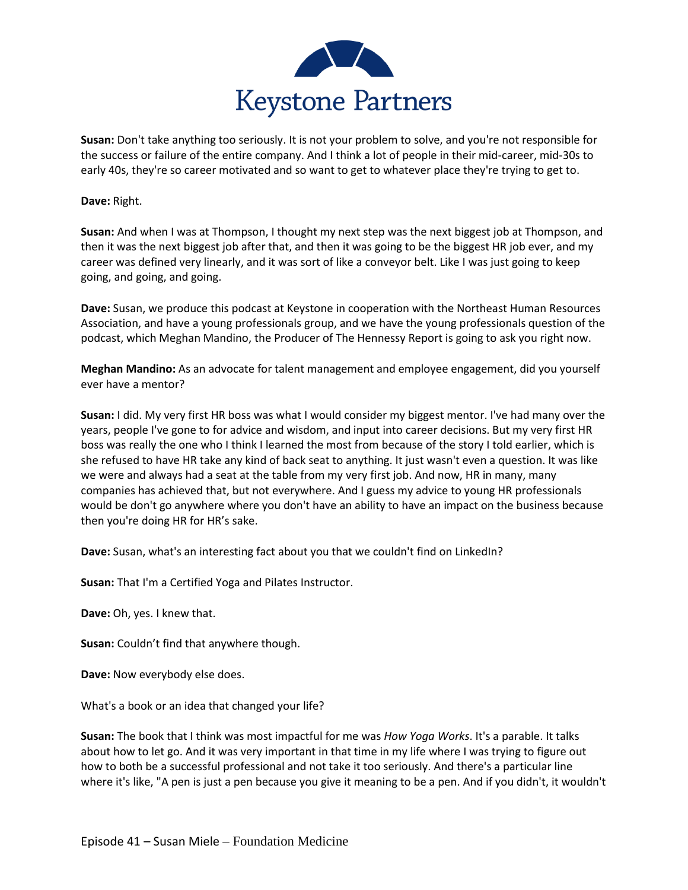**Susan:** Don't take anything too seriously. It is not your problem to solve, and you're not responsible for the success or failure of the entire company. And I think a lot of people in their mid-career, mid-30s to early 40s, they're so career motivated and so want to get to whatever place they're trying to get to.

**Dave:** Right.

**Susan:** And when I was at Thompson, I thought my next step was the next biggest job at Thompson, and then it was the next biggest job after that, and then it was going to be the biggest HR job ever, and my career was defined very linearly, and it was sort of like a conveyor belt. Like I was just going to keep going, and going, and going.

**Dave:** Susan, we produce this podcast at Keystone in cooperation with the Northeast Human Resources Association, and have a young professionals group, and we have the young professionals question of the podcast, which Meghan Mandino, the Producer of The Hennessy Report is going to ask you right now.

**Meghan Mandino:** As an advocate for talent management and employee engagement, did you yourself ever have a mentor?

**Susan:** I did. My very first HR boss was what I would consider my biggest mentor. I've had many over the years, people I've gone to for advice and wisdom, and input into career decisions. But my very first HR boss was really the one who I think I learned the most from because of the story I told earlier, which is she refused to have HR take any kind of back seat to anything. It just wasn't even a question. It was like we were and always had a seat at the table from my very first job. And now, HR in many, many companies has achieved that, but not everywhere. And I guess my advice to young HR professionals would be don't go anywhere where you don't have an ability to have an impact on the business because then you're doing HR for HR's sake.

**Dave:** Susan, what's an interesting fact about you that we couldn't find on LinkedIn?

**Susan:** That I'm a Certified Yoga and Pilates Instructor.

**Dave:** Oh, yes. I knew that.

**Susan:** Couldn't find that anywhere though.

**Dave:** Now everybody else does.

What's a book or an idea that changed your life?

**Susan:** The book that I think was most impactful for me was *How Yoga Works*. It's a parable. It talks about how to let go. And it was very important in that time in my life where I was trying to figure out how to both be a successful professional and not take it too seriously. And there's a particular line where it's like, "A pen is just a pen because you give it meaning to be a pen. And if you didn't, it wouldn't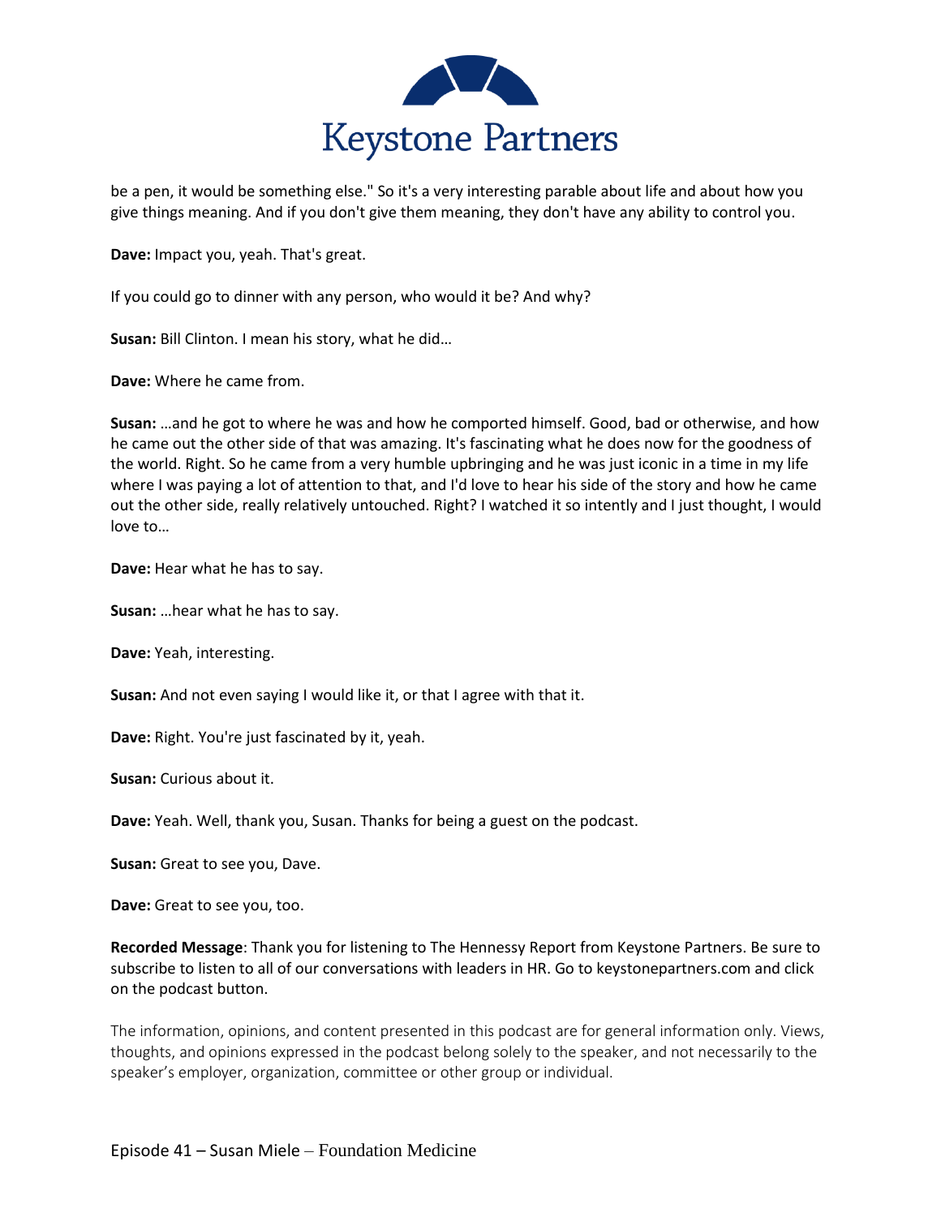be a pen, it would be something else." So it's a very interesting parable about life and about how you give things meaning. And if you don't give them meaning, they don't have any ability to control you.

**Dave:** Impact you, yeah. That's great.

If you could go to dinner with any person, who would it be? And why?

**Susan:** Bill Clinton. I mean his story, what he did…

**Dave:** Where he came from.

**Susan:** …and he got to where he was and how he comported himself. Good, bad or otherwise, and how he came out the other side of that was amazing. It's fascinating what he does now for the goodness of the world. Right. So he came from a very humble upbringing and he was just iconic in a time in my life where I was paying a lot of attention to that, and I'd love to hear his side of the story and how he came out the other side, really relatively untouched. Right? I watched it so intently and I just thought, I would love to…

**Dave:** Hear what he has to say.

**Susan:** …hear what he has to say.

**Dave:** Yeah, interesting.

**Susan:** And not even saying I would like it, or that I agree with that it.

**Dave:** Right. You're just fascinated by it, yeah.

**Susan:** Curious about it.

**Dave:** Yeah. Well, thank you, Susan. Thanks for being a guest on the podcast.

**Susan:** Great to see you, Dave.

**Dave:** Great to see you, too.

**Recorded Message**: Thank you for listening to The Hennessy Report from Keystone Partners. Be sure to subscribe to listen to all of our conversations with leaders in HR. Go to keystonepartners.com and click on the podcast button.

The information, opinions, and content presented in this podcast are for general information only. Views, thoughts, and opinions expressed in the podcast belong solely to the speaker, and not necessarily to the speaker's employer, organization, committee or other group or individual.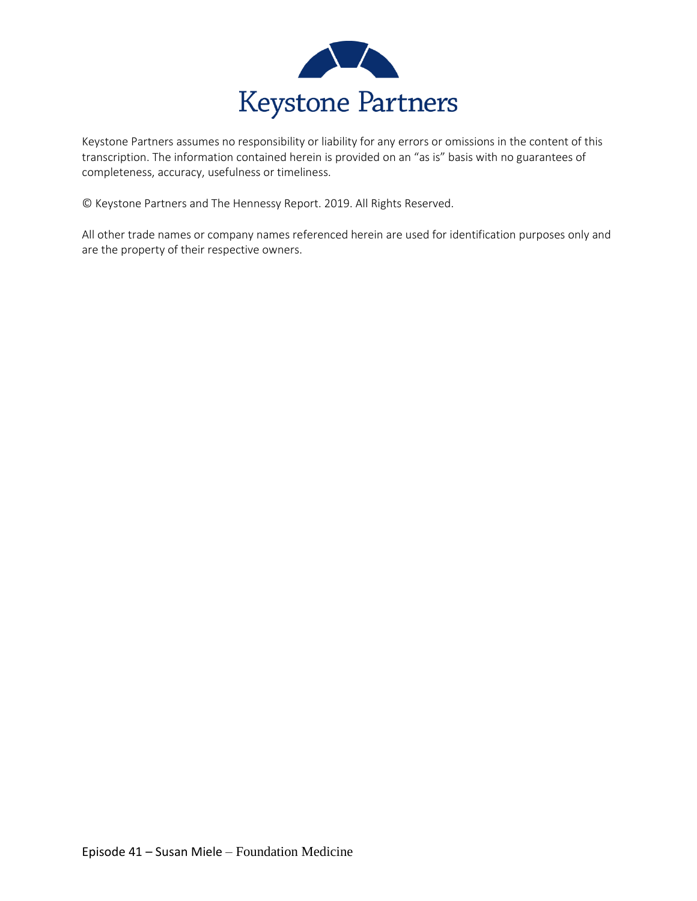Keystone Partners

Keystone Partners assumes no responsibility or liability for any errors or omissions in the content of this transcription. The information contained herein is provided on an "as is" basis with no guarantees of completeness, accuracy, usefulness or timeliness.

© Keystone Partners and The Hennessy Report. 2019. All Rights Reserved.

All other trade names or company names referenced herein are used for identification purposes only and are the property of their respective owners.